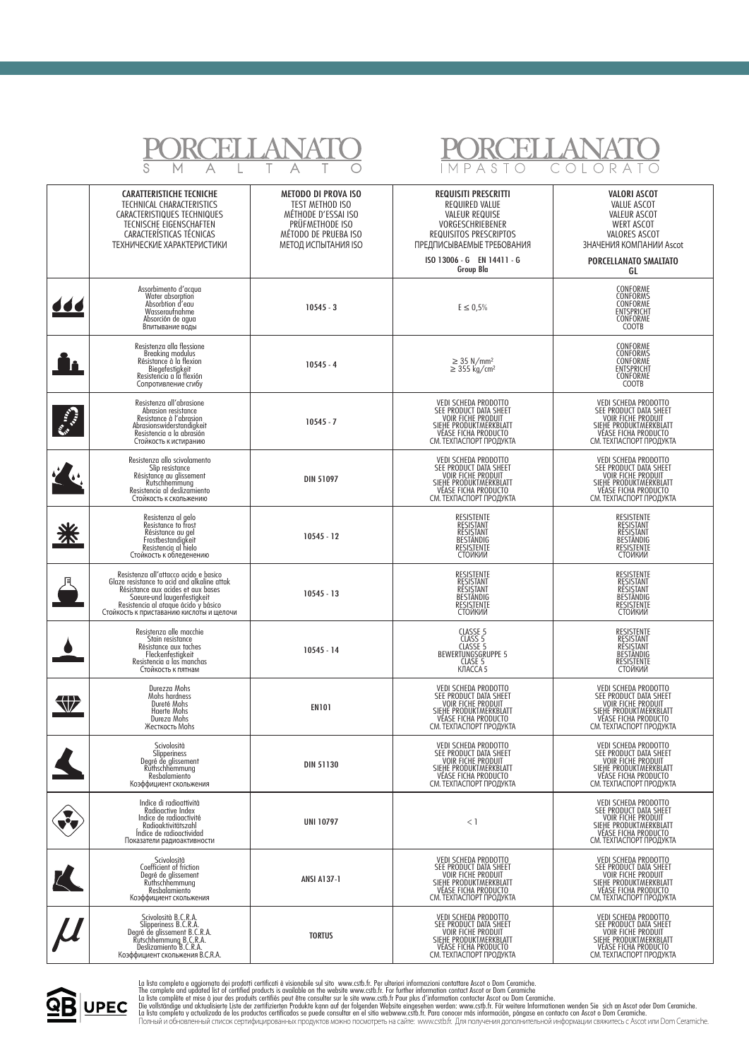# PORCELLANATO SMALTATO

# PORCELLANATO IMPASTO COLORATO

| | CARATTERISTICHE TECNICHE<br>TECHNICAL CHARACTERISTICS<br>CARACTERISTIQUES TECHNIQUES<br>TECNISCHE EIGENSCHAFTEN<br>CARACTERÍSTICAS TÉCNICAS<br>ТЕХНИЧЕСКИЕ ХАРАКТЕРИСТИКИ | METODO DI PROVA ISO<br>TEST METHOD ISO<br>MÉTHODE D'ESSAI ISO<br>PRÜFMETHODE ISO<br>MÉTODO DE PRUEBA ISO<br>МЕТОД ИСПЫТАНИЯ ISO | REQUISITI PRESCRITTI<br>REQUIRED VALUE<br>VALEUR REQUISE<br>VORGESCHRIEBENER<br>REQUISITOS PRESCRIPTOS<br>ПРЕДПИСЫВАЕМЫЕ ТРЕБОВАНИЯ<br>ISO 13006 - G EN 14411 - G<br>Group BIa | VALORI ASCOT<br>VALUE ASCOT<br>VALEUR ASCOT<br>WERT ASCOT<br>VALORES ASCOT<br>ЗНАЧЕНИЯ КОМПАНИИ Ascot<br>PORCELLANATO SMALTATO<br>GL |
|---|---|---|---|---|
| | Assorbimento d'acqua<br>Water absorption<br>Absorbtion d'eau<br>Wasseraufnahme<br>Absorción de agua<br>Впитывание воды | 10545 - 3 | E ≤ 0,5% | CONFORME<br>CONFORMS<br>CONFORME<br>ENTSPRICHT<br>CONFORME<br>COOTB |
| | Resistenza alla flessione<br>Breaking modulus<br>Résistance à la flexion<br>Biegefestigkeit<br>Resistencia a la flexión<br>Сопротивление сгибу | 10545 - 4 | ≥ 35 N/mm²<br>≥ 355 kg/cm² | CONFORME<br>CONFORMS<br>CONFORME<br>ENTSPRICHT<br>CONFORME<br>COOTB |
| | Resistenza all'abrasione<br>Abrasion resistance<br>Résistance à l'abrasion<br>Abrasionswiderstandigkeit<br>Resistencia a la abrasión<br>Стойкость к истиранию | 10545 - 7 | VEDI SCHEDA PRODOTTO<br>SEE PRODUCT DATA SHEET<br>VOIR FICHE PRODUIT<br>SIEHE PRODUKTMERKBLATT<br>VÉASE FICHA PRODUCTO<br>СМ. ТЕХПАСПОРТ ПРОДУКТА | VEDI SCHEDA PRODOTTO<br>SEE PRODUCT DATA SHEET<br>VOIR FICHE PRODUIT<br>SIEHE PRODUKTMERKBLATT<br>VÉASE FICHA PRODUCTO<br>СМ. ТЕХПАСПОРТ ПРОДУКТА |
| | Resistenza allo scivolamento<br>Slip resistance<br>Résistance au glissement<br>Rutschhemmung<br>Resistencia al deslizamiento<br>Стойкость к скольжению | DIN 51097 | VEDI SCHEDA PRODOTTO<br>SEE PRODUCT DATA SHEET<br>VOIR FICHE PRODUIT<br>SIEHE PRODUKTMERKBLATT<br>VÉASE FICHA PRODUCTO<br>СМ. ТЕХПАСПОРТ ПРОДУКТА | VEDI SCHEDA PRODOTTO<br>SEE PRODUCT DATA SHEET<br>VOIR FICHE PRODUIT<br>SIEHE PRODUKTMERKBLATT<br>VÉASE FICHA PRODUCTO<br>СМ. ТЕХПАСПОРТ ПРОДУКТА |
| | Resistenza al gelo<br>Resistance to frost<br>Résistance au gel<br>Frostbestandigkeit<br>Resistencia al hielo<br>Стойкость к обледенению | 10545 - 12 | RESISTENTE<br>RESISTANT<br>RÉSISTANT<br>BESTÄNDIG<br>RESISTENTE<br>СТОЙКИЙ | RESISTENTE<br>RESISTANT<br>RÉSISTANT<br>BESTÄNDIG<br>RESISTENTE<br>СТОЙКИЙ |
| | Resistenza all'attacco acido e basico<br>Glaze resistance to acid and alkaline attak<br>Résistance aux acides et aux bases<br>Saeure-und laugenfestigkeit<br>Resistencia al ataque ácido y básico<br>Стойкость к приставанию кислоты и щелочи | 10545 - 13 | RESISTENTE<br>RESISTANT<br>RÉSISTANT<br>BESTÄNDIG<br>RESISTENTE<br>СТОЙКИЙ | RESISTENTE<br>RESISTANT<br>RÉSISTANT<br>BESTÄNDIG<br>RESISTENTE<br>СТОЙКИЙ |
| | Resistenza alle macchie<br>Stain resistance<br>Résistance aux taches<br>Fleckenfestigkeit<br>Resistencia a las manchas<br>Стойкость к пятнам | 10545 - 14 | CLASSE 5<br>CLASS 5<br>CLASSE 5<br>BEWERTUNGSGRUPPE 5<br>CLASE 5<br>КЛАССА 5 | RESISTENTE<br>RESISTANT<br>RÉSISTANT<br>BESTÄNDIG<br>RESISTENTE<br>СТОЙКИЙ |
| | Durezza Mohs<br>Mohs hardness<br>Dureté Mohs<br>Haerte Mohs<br>Dureza Mohs<br>Жесткость Mohs | EN101 | VEDI SCHEDA PRODOTTO<br>SEE PRODUCT DATA SHEET<br>VOIR FICHE PRODUIT<br>SIEHE PRODUKTMERKBLATT<br>VÉASE FICHA PRODUCTO<br>СМ. ТЕХПАСПОРТ ПРОДУКТА | VEDI SCHEDA PRODOTTO<br>SEE PRODUCT DATA SHEET<br>VOIR FICHE PRODUIT<br>SIEHE PRODUKTMERKBLATT<br>VÉASE FICHA PRODUCTO<br>СМ. ТЕХПАСПОРТ ПРОДУКТА |
| | Scivolosità<br>Slipperiness<br>Degré de glissement<br>Ruthschhemmung<br>Resbalamiento<br>Коэффициент скольжения | DIN 51130 | VEDI SCHEDA PRODOTTO<br>SEE PRODUCT DATA SHEET<br>VOIR FICHE PRODUIT<br>SIEHE PRODUKTMERKBLATT<br>VÉASE FICHA PRODUCTO<br>СМ. ТЕХПАСПОРТ ПРОДУКТА | VEDI SCHEDA PRODOTTO<br>SEE PRODUCT DATA SHEET<br>VOIR FICHE PRODUIT<br>SIEHE PRODUKTMERKBLATT<br>VÉASE FICHA PRODUCTO<br>СМ. ТЕХПАСПОРТ ПРОДУКТА |
| | Indice di radioattività<br>Radioactive Index<br>Indice de radioactivité<br>Radioaktivitätszahl<br>Índice de radioactividad<br>Показатели радиоактивности | UNI 10797 | < 1 | VEDI SCHEDA PRODOTTO<br>SEE PRODUCT DATA SHEET<br>VOIR FICHE PRODUIT<br>SIEHE PRODUKTMERKBLATT<br>VÉASE FICHA PRODUCTO<br>СМ. ТЕХПАСПОРТ ПРОДУКТА |
| | Scivolosità<br>Coefficient of friction<br>Degré de glissement<br>Ruthschhemmung<br>Resbalamiento<br>Коэффициент скольжения | ANSI A137-1 | VEDI SCHEDA PRODOTTO<br>SEE PRODUCT DATA SHEET<br>VOIR FICHE PRODUIT<br>SIEHE PRODUKTMERKBLATT<br>VÉASE FICHA PRODUCTO<br>СМ. ТЕХПАСПОРТ ПРОДУКТА | VEDI SCHEDA PRODOTTO<br>SEE PRODUCT DATA SHEET<br>VOIR FICHE PRODUIT<br>SIEHE PRODUKTMERKBLATT<br>VÉASE FICHA PRODUCTO<br>СМ. ТЕХПАСПОРТ ПРОДУКТА |
| $\mu$ | Scivolosità B.C.R.A.<br>Slipperiness B.C.R.A.<br>Degré de glissement B.C.R.A.<br>Rutschhemmung B.C.R.A.<br>Deslizamiento B.C.R.A.<br>Коэффициент скольжения B.C.R.A. | TORTUS | VEDI SCHEDA PRODOTTO<br>SEE PRODUCT DATA SHEET<br>VOIR FICHE PRODUIT<br>SIEHE PRODUKTMERKBLATT<br>VÉASE FICHA PRODUCTO<br>СМ. ТЕХПАСПОРТ ПРОДУКТА | VEDI SCHEDA PRODOTTO<br>SEE PRODUCT DATA SHEET<br>VOIR FICHE PRODUIT<br>SIEHE PRODUKTMERKBLATT<br>VÉASE FICHA PRODUCTO<br>СМ. ТЕХПАСПОРТ ПРОДУКТА |

QB UPEC

La lista completa e aggiornata dei prodotti certificati è visionabile sul sito www.cstb.fr. Per ulteriori informazioni contattare Ascot o Dom Ceramiche.
The complete and updated list of certified products is available on the website www.cstb.fr. For further information contact Ascot or Dom Ceramiche
La liste complète et mise à jour des produits certifiés peut être consulter sur le site www.cstb.fr Pour plus d'information contacter Ascot ou Dom Ceramiche.
Die vollständige und aktualisierte Liste der zertifizierten Produkte kann auf der folgenden Website eingesehen werden: www.cstb.fr. Für weitere Informationen wenden Sie sich an Ascot oder Dom Ceramiche.
La lista completa y actualizada de los productos certificados se puede consultar en el sitio webwww.cstb.fr. Para conocer más información, póngase en contacto con Ascot o Dom Ceramiche.
Полный и обновленный список сертифицированных продуктов можно посмотреть на сайте: www.cstb.fr. Для получения дополнительной информации свяжитесь с Ascot или Dom Ceramiche.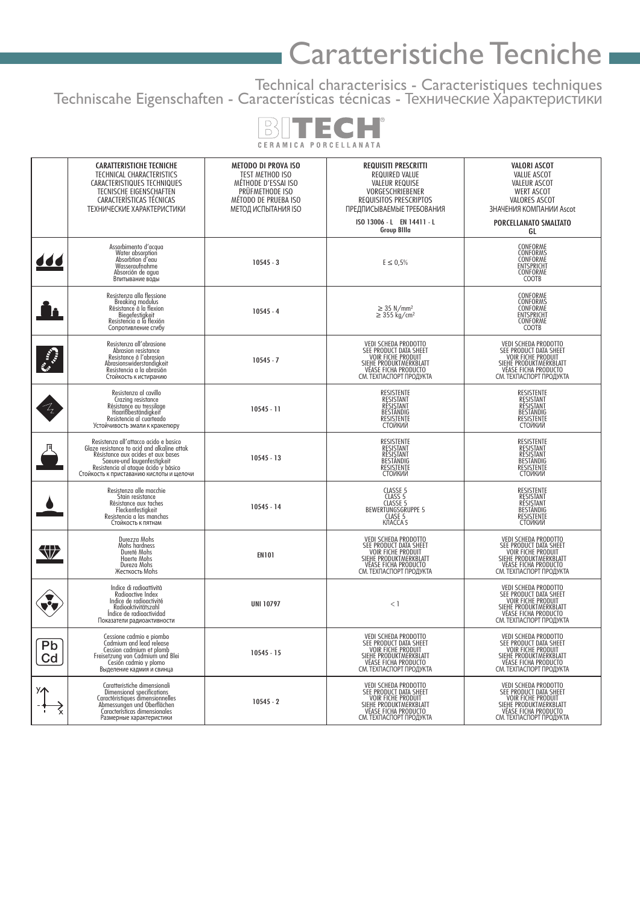# Caratteristiche Tecniche

Technical characterisics - Caracteristiques techniques
Techniscahe Eigenschaften - Características técnicas - Технические Характеристики

BITECH®
CERAMICA PORCELLANATA

| | CARATTERISTICHE TECNICHE<br>TECHNICAL CHARACTERISTICS<br>CARACTERISTIQUES TECHNIQUES<br>TECNISCHE EIGENSCHAFTEN<br>CARACTERÍSTICAS TÉCNICAS<br>ТЕХНИЧЕСКИЕ ХАРАКТЕРИСТИКИ | METODO DI PROVA ISO<br>TEST METHOD ISO<br>MÉTHODE D'ESSAI ISO<br>PRÜFMETHODE ISO<br>MÉTODO DE PRUEBA ISO<br>МЕТОД ИСПЫТАНИЯ ISO | REQUISITI PRESCRITTI<br>REQUIRED VALUE<br>VALEUR REQUISE<br>VORGESCHRIEBENER<br>REQUISITOS PRESCRIPTOS<br>ПРЕДПИСЫВАЕМЫЕ ТРЕБОВАНИЯ<br>ISO 13006 - L EN 14411 - L<br>Group BIIIa | VALORI ASCOT<br>VALUE ASCOT<br>VALEUR ASCOT<br>WERT ASCOT<br>VALORES ASCOT<br>ЗНАЧЕНИЯ КОМПАНИИ Ascot<br>PORCELLANATO SMALTATO<br>GL |
|---|---|---|---|---|
| | Assorbimento d'acqua<br>Water absorption<br>Absorbtion d'eau<br>Wasseraufnahme<br>Absorción de agua<br>Впитывание воды | 10545 - 3 | E ≤ 0,5% | CONFORME<br>CONFORMS<br>CONFORME<br>ENTSPRICHT<br>CONFORME<br>COOTB |
| | Resistenza alla flessione<br>Breaking modulus<br>Résistance à la flexion<br>Biegefestigkeit<br>Resistencia a la flexión<br>Сопротивление сгибу | 10545 - 4 | ≥ 35 N/mm²<br>≥ 355 kg/cm² | CONFORME<br>CONFORMS<br>CONFORME<br>ENTSPRICHT<br>CONFORME<br>COOTB |
| | Resistenza all'abrasione<br>Abrasion resistance<br>Résistance à l'abrasion<br>Abrasionswiderstandigkeit<br>Resistencia a la abrasión<br>Стойкость к истиранию | 10545 - 7 | VEDI SCHEDA PRODOTTO<br>SEE PRODUCT DATA SHEET<br>VOIR FICHE PRODUIT<br>SIEHE PRODUKTMERKBLATT<br>VÉASE FICHA PRODUCTO<br>СМ. ТЕХПАСПОРТ ПРОДУКТА | VEDI SCHEDA PRODOTTO<br>SEE PRODUCT DATA SHEET<br>VOIR FICHE PRODUIT<br>SIEHE PRODUKTMERKBLATT<br>VÉASE FICHA PRODUCTO<br>СМ. ТЕХПАСПОРТ ПРОДУКТА |
| | Resistenza al cavillo<br>Crazing resistance<br>Résistance au tressilage<br>Haarifßbeständigkeit<br>Resistencia al cuarteado<br>Устойчивость эмали к кракелюру | 10545 - 11 | RESISTENTE<br>RESISTANT<br>RÉSISTANT<br>BESTÄNDIG<br>RESISTENTE<br>СТОЙКИЙ | RESISTENTE<br>RESISTANT<br>RÉSISTANT<br>BESTÄNDIG<br>RESISTENTE<br>СТОЙКИЙ |
| | Resistenza all'attacco acido e basico<br>Glaze resistance to acid and alkaline attak<br>Résistance aux acides et aux bases<br>Saeure-und laugenfestigkeit<br>Resistencia al ataque ácido y básico<br>Стойкость к приставанию кислоты и щелочи | 10545 - 13 | RESISTENTE<br>RESISTANT<br>RÉSISTANT<br>BESTÄNDIG<br>RESISTENTE<br>СТОЙКИЙ | RESISTENTE<br>RESISTANT<br>RÉSISTANT<br>BESTÄNDIG<br>RESISTENTE<br>СТОЙКИЙ |
| | Resistenza alle macchie<br>Stain resistance<br>Résistance aux taches<br>Fleckenfestigkeit<br>Resistencia a las manchas<br>Стойкость к пятнам | 10545 - 14 | CLASSE 5<br>CLASS 5<br>CLASSE 5<br>BEWERTUNGSGRUPPE 5<br>CLASE 5<br>КЛАССА 5 | RESISTENTE<br>RESISTANT<br>RÉSISTANT<br>BESTÄNDIG<br>RESISTENTE<br>СТОЙКИЙ |
| | Durezza Mohs<br>Mohs hardness<br>Dureté Mohs<br>Haerte Mohs<br>Dureza Mohs<br>Жесткость Mohs | EN101 | VEDI SCHEDA PRODOTTO<br>SEE PRODUCT DATA SHEET<br>VOIR FICHE PRODUIT<br>SIEHE PRODUKTMERKBLATT<br>VÉASE FICHA PRODUCTO<br>СМ. ТЕХПАСПОРТ ПРОДУКТА | VEDI SCHEDA PRODOTTO<br>SEE PRODUCT DATA SHEET<br>VOIR FICHE PRODUIT<br>SIEHE PRODUKTMERKBLATT<br>VÉASE FICHA PRODUCTO<br>СМ. ТЕХПАСПОРТ ПРОДУКТА |
| | Indice di radioattività<br>Radioactive Index<br>Indice de radioactivité<br>Radioaktivitätszahl<br>Índice de radioactividad<br>Показатели радиоактивности | UNI 10797 | < 1 | VEDI SCHEDA PRODOTTO<br>SEE PRODUCT DATA SHEET<br>VOIR FICHE PRODUIT<br>SIEHE PRODUKTMERKBLATT<br>VÉASE FICHA PRODUCTO<br>СМ. ТЕХПАСПОРТ ПРОДУКТА |
| Pb<br>Cd | Cessione cadmio e piombo<br>Cadmium and lead release<br>Cession cadmium et plomb<br>Freisetzung von Cadmium und Blei<br>Cesión cadmio y plomo<br>Выделение кадмия и свинца | 10545 - 15 | VEDI SCHEDA PRODOTTO<br>SEE PRODUCT DATA SHEET<br>VOIR FICHE PRODUIT<br>SIEHE PRODUKTMERKBLATT<br>VÉASE FICHA PRODUCTO<br>СМ. ТЕХПАСПОРТ ПРОДУКТА | VEDI SCHEDA PRODOTTO<br>SEE PRODUCT DATA SHEET<br>VOIR FICHE PRODUIT<br>SIEHE PRODUKTMERKBLATT<br>VÉASE FICHA PRODUCTO<br>СМ. ТЕХПАСПОРТ ПРОДУКТА |
| | Caratteristiche dimensionali<br>Dimensional specifications<br>Caractéristiques dimensionnelles<br>Abmessungen und Oberflächen<br>Características dimensionales<br>Размерные характеристики | 10545 - 2 | VEDI SCHEDA PRODOTTO<br>SEE PRODUCT DATA SHEET<br>VOIR FICHE PRODUIT<br>SIEHE PRODUKTMERKBLATT<br>VÉASE FICHA PRODUCTO<br>СМ. ТЕХПАСПОРТ ПРОДУКТА | VEDI SCHEDA PRODOTTO<br>SEE PRODUCT DATA SHEET<br>VOIR FICHE PRODUIT<br>SIEHE PRODUKTMERKBLATT<br>VÉASE FICHA PRODUCTO<br>СМ. ТЕХПАСПОРТ ПРОДУКТА |